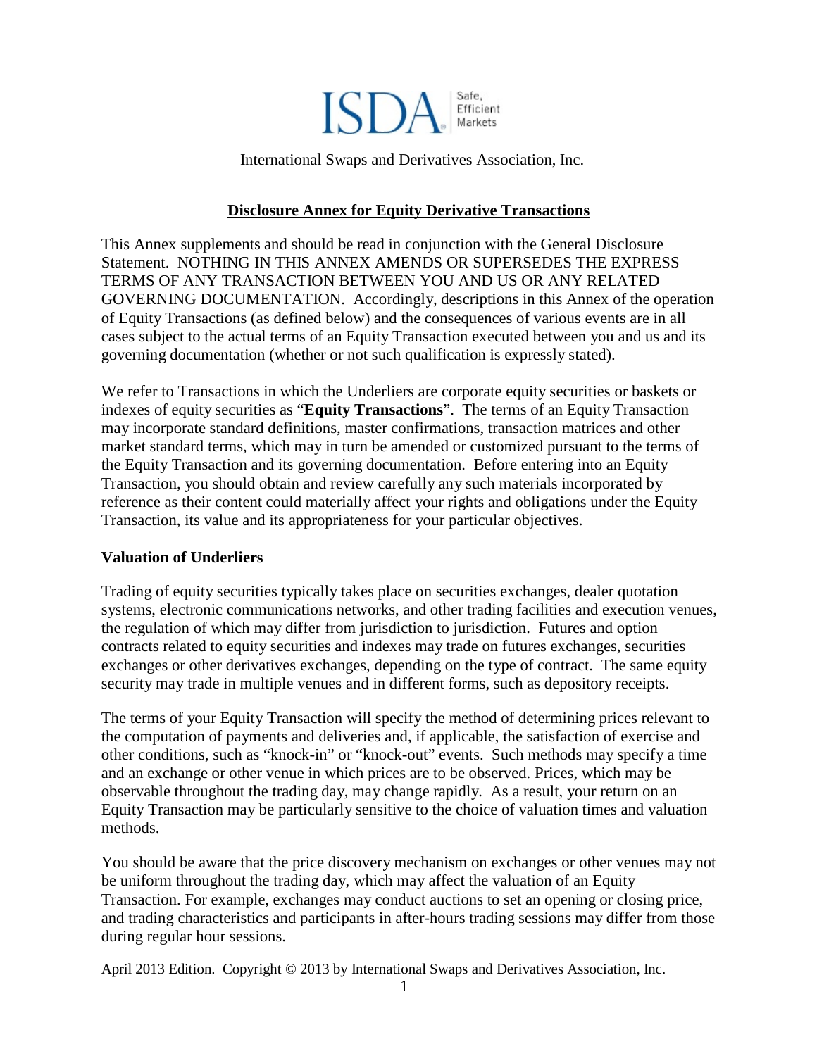International Swaps and Derivatives Association, Inc.

# Disclosure Annex for Equity Derivative Transactions

This Annex supplements and should be read in conjunction with the General Disclosure Statement. NOTHING IN THIS ANNEX AMENDS OR SUPERSEDES THE EXPRESS TERMS OF ANY TRANSACTION BETWEEN YOU AND US OR ANY RELATED GOVERNING DOCUMENTATION. Accordingly, descriptions in this Annex of the operation of Equity Transactions (as defined below) and the consequences of various events are in all cases subject to the actual terms of an Equity Transaction executed between you and us and its governing documentation (whether or not such qualification is expressly stated).

We refer to Transactions in which the Underliers are corporate equity securities or baskets or indexes of equity securities as "**Equity Transactions**". The terms of an Equity Transaction may incorporate standard definitions, master confirmations, transaction matrices and other market standard terms, which may in turn be amended or customized pursuant to the terms of the Equity Transaction and its governing documentation. Before entering into an Equity Transaction, you should obtain and review carefully any such materials incorporated by reference as their content could materially affect your rights and obligations under the Equity Transaction, its value and its appropriateness for your particular objectives.

## Valuation of Underliers

Trading of equity securities typically takes place on securities exchanges, dealer quotation systems, electronic communications networks, and other trading facilities and execution venues, the regulation of which may differ from jurisdiction to jurisdiction. Futures and option contracts related to equity securities and indexes may trade on futures exchanges, securities exchanges or other derivatives exchanges, depending on the type of contract. The same equity security may trade in multiple venues and in different forms, such as depository receipts.

The terms of your Equity Transaction will specify the method of determining prices relevant to the computation of payments and deliveries and, if applicable, the satisfaction of exercise and other conditions, such as "knock-in" or "knock-out" events. Such methods may specify a time and an exchange or other venue in which prices are to be observed. Prices, which may be observable throughout the trading day, may change rapidly. As a result, your return on an Equity Transaction may be particularly sensitive to the choice of valuation times and valuation methods.

You should be aware that the price discovery mechanism on exchanges or other venues may not be uniform throughout the trading day, which may affect the valuation of an Equity Transaction. For example, exchanges may conduct auctions to set an opening or closing price, and trading characteristics and participants in after-hours trading sessions may differ from those during regular hour sessions.

April 2013 Edition. Copyright © 2013 by International Swaps and Derivatives Association, Inc.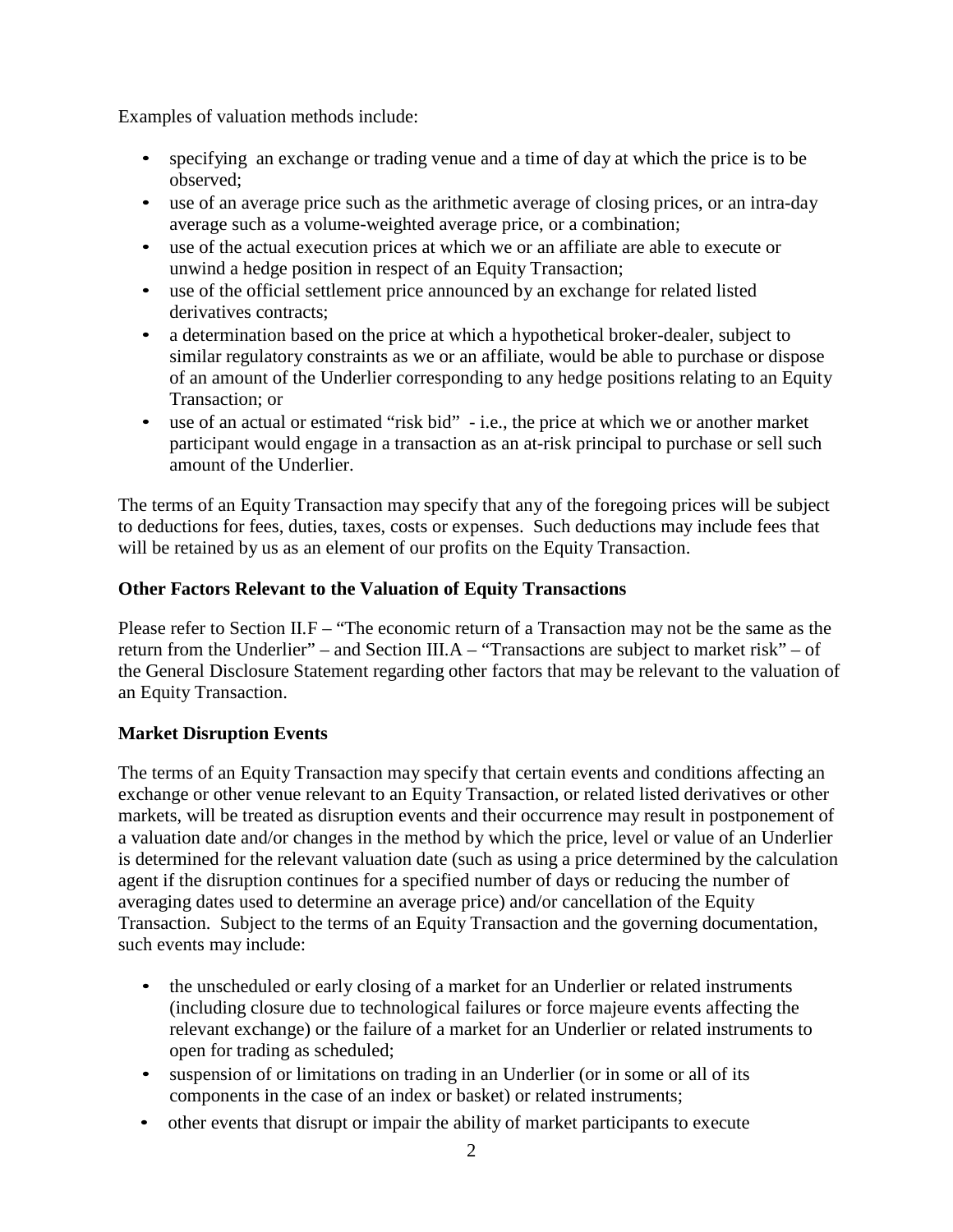Examples of valuation methods include:

- specifying an exchange or trading venue and a time of day at which the price is to be observed;
- use of an average price such as the arithmetic average of closing prices, or an intra-day average such as a volume-weighted average price, or a combination;
- use of the actual execution prices at which we or an affiliate are able to execute or unwind a hedge position in respect of an Equity Transaction;
- use of the official settlement price announced by an exchange for related listed derivatives contracts;
- a determination based on the price at which a hypothetical broker-dealer, subject to similar regulatory constraints as we or an affiliate, would be able to purchase or dispose of an amount of the Underlier corresponding to any hedge positions relating to an Equity Transaction; or
- use of an actual or estimated "risk bid" - i.e., the price at which we or another market participant would engage in a transaction as an at-risk principal to purchase or sell such amount of the Underlier.

The terms of an Equity Transaction may specify that any of the foregoing prices will be subject to deductions for fees, duties, taxes, costs or expenses. Such deductions may include fees that will be retained by us as an element of our profits on the Equity Transaction.

**Other Factors Relevant to the Valuation of Equity Transactions**

Please refer to Section II.F – "The economic return of a Transaction may not be the same as the return from the Underlier" – and Section III.A – "Transactions are subject to market risk" – of the General Disclosure Statement regarding other factors that may be relevant to the valuation of an Equity Transaction.

**Market Disruption Events**

The terms of an Equity Transaction may specify that certain events and conditions affecting an exchange or other venue relevant to an Equity Transaction, or related listed derivatives or other markets, will be treated as disruption events and their occurrence may result in postponement of a valuation date and/or changes in the method by which the price, level or value of an Underlier is determined for the relevant valuation date (such as using a price determined by the calculation agent if the disruption continues for a specified number of days or reducing the number of averaging dates used to determine an average price) and/or cancellation of the Equity Transaction. Subject to the terms of an Equity Transaction and the governing documentation, such events may include:

- the unscheduled or early closing of a market for an Underlier or related instruments (including closure due to technological failures or force majeure events affecting the relevant exchange) or the failure of a market for an Underlier or related instruments to open for trading as scheduled;
- suspension of or limitations on trading in an Underlier (or in some or all of its components in the case of an index or basket) or related instruments;
- other events that disrupt or impair the ability of market participants to execute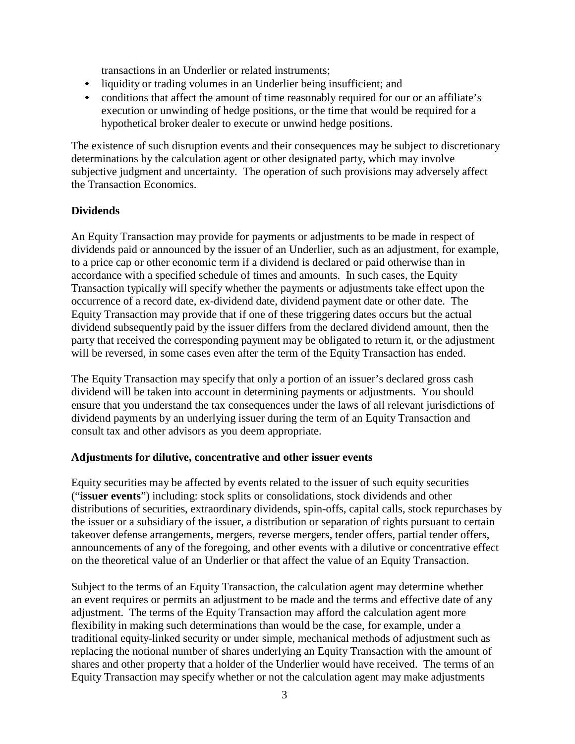transactions in an Underlier or related instruments;

- liquidity or trading volumes in an Underlier being insufficient; and
- conditions that affect the amount of time reasonably required for our or an affiliate's execution or unwinding of hedge positions, or the time that would be required for a hypothetical broker dealer to execute or unwind hedge positions.

The existence of such disruption events and their consequences may be subject to discretionary determinations by the calculation agent or other designated party, which may involve subjective judgment and uncertainty. The operation of such provisions may adversely affect the Transaction Economics.

**Dividends**

An Equity Transaction may provide for payments or adjustments to be made in respect of dividends paid or announced by the issuer of an Underlier, such as an adjustment, for example, to a price cap or other economic term if a dividend is declared or paid otherwise than in accordance with a specified schedule of times and amounts. In such cases, the Equity Transaction typically will specify whether the payments or adjustments take effect upon the occurrence of a record date, ex-dividend date, dividend payment date or other date. The Equity Transaction may provide that if one of these triggering dates occurs but the actual dividend subsequently paid by the issuer differs from the declared dividend amount, then the party that received the corresponding payment may be obligated to return it, or the adjustment will be reversed, in some cases even after the term of the Equity Transaction has ended.

The Equity Transaction may specify that only a portion of an issuer's declared gross cash dividend will be taken into account in determining payments or adjustments. You should ensure that you understand the tax consequences under the laws of all relevant jurisdictions of dividend payments by an underlying issuer during the term of an Equity Transaction and consult tax and other advisors as you deem appropriate.

**Adjustments for dilutive, concentrative and other issuer events**

Equity securities may be affected by events related to the issuer of such equity securities ("**issuer events**") including: stock splits or consolidations, stock dividends and other distributions of securities, extraordinary dividends, spin-offs, capital calls, stock repurchases by the issuer or a subsidiary of the issuer, a distribution or separation of rights pursuant to certain takeover defense arrangements, mergers, reverse mergers, tender offers, partial tender offers, announcements of any of the foregoing, and other events with a dilutive or concentrative effect on the theoretical value of an Underlier or that affect the value of an Equity Transaction.

Subject to the terms of an Equity Transaction, the calculation agent may determine whether an event requires or permits an adjustment to be made and the terms and effective date of any adjustment. The terms of the Equity Transaction may afford the calculation agent more flexibility in making such determinations than would be the case, for example, under a traditional equity-linked security or under simple, mechanical methods of adjustment such as replacing the notional number of shares underlying an Equity Transaction with the amount of shares and other property that a holder of the Underlier would have received. The terms of an Equity Transaction may specify whether or not the calculation agent may make adjustments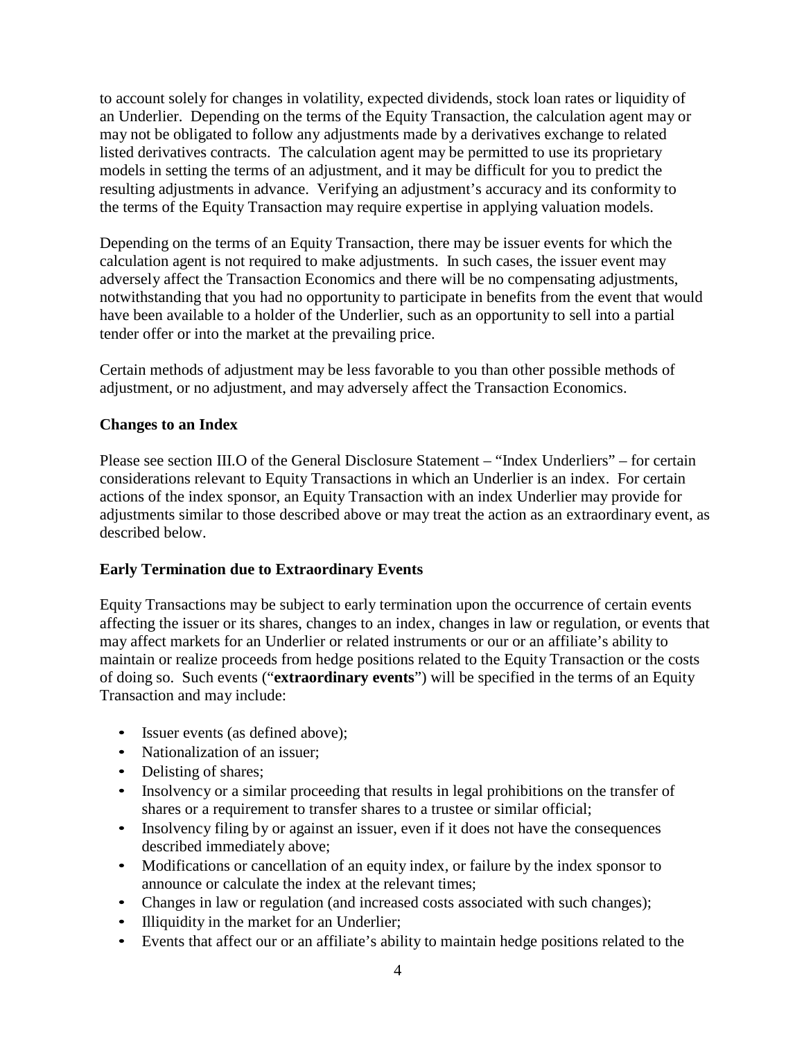to account solely for changes in volatility, expected dividends, stock loan rates or liquidity of an Underlier. Depending on the terms of the Equity Transaction, the calculation agent may or may not be obligated to follow any adjustments made by a derivatives exchange to related listed derivatives contracts. The calculation agent may be permitted to use its proprietary models in setting the terms of an adjustment, and it may be difficult for you to predict the resulting adjustments in advance. Verifying an adjustment's accuracy and its conformity to the terms of the Equity Transaction may require expertise in applying valuation models.

Depending on the terms of an Equity Transaction, there may be issuer events for which the calculation agent is not required to make adjustments. In such cases, the issuer event may adversely affect the Transaction Economics and there will be no compensating adjustments, notwithstanding that you had no opportunity to participate in benefits from the event that would have been available to a holder of the Underlier, such as an opportunity to sell into a partial tender offer or into the market at the prevailing price.

Certain methods of adjustment may be less favorable to you than other possible methods of adjustment, or no adjustment, and may adversely affect the Transaction Economics.

**Changes to an Index**

Please see section III.O of the General Disclosure Statement – "Index Underliers" – for certain considerations relevant to Equity Transactions in which an Underlier is an index. For certain actions of the index sponsor, an Equity Transaction with an index Underlier may provide for adjustments similar to those described above or may treat the action as an extraordinary event, as described below.

**Early Termination due to Extraordinary Events**

Equity Transactions may be subject to early termination upon the occurrence of certain events affecting the issuer or its shares, changes to an index, changes in law or regulation, or events that may affect markets for an Underlier or related instruments or our or an affiliate's ability to maintain or realize proceeds from hedge positions related to the Equity Transaction or the costs of doing so. Such events ("**extraordinary events**") will be specified in the terms of an Equity Transaction and may include:

- Issuer events (as defined above);
- Nationalization of an issuer;
- Delisting of shares;
- Insolvency or a similar proceeding that results in legal prohibitions on the transfer of shares or a requirement to transfer shares to a trustee or similar official;
- Insolvency filing by or against an issuer, even if it does not have the consequences described immediately above;
- Modifications or cancellation of an equity index, or failure by the index sponsor to announce or calculate the index at the relevant times;
- Changes in law or regulation (and increased costs associated with such changes);
- Illiquidity in the market for an Underlier;
- Events that affect our or an affiliate's ability to maintain hedge positions related to the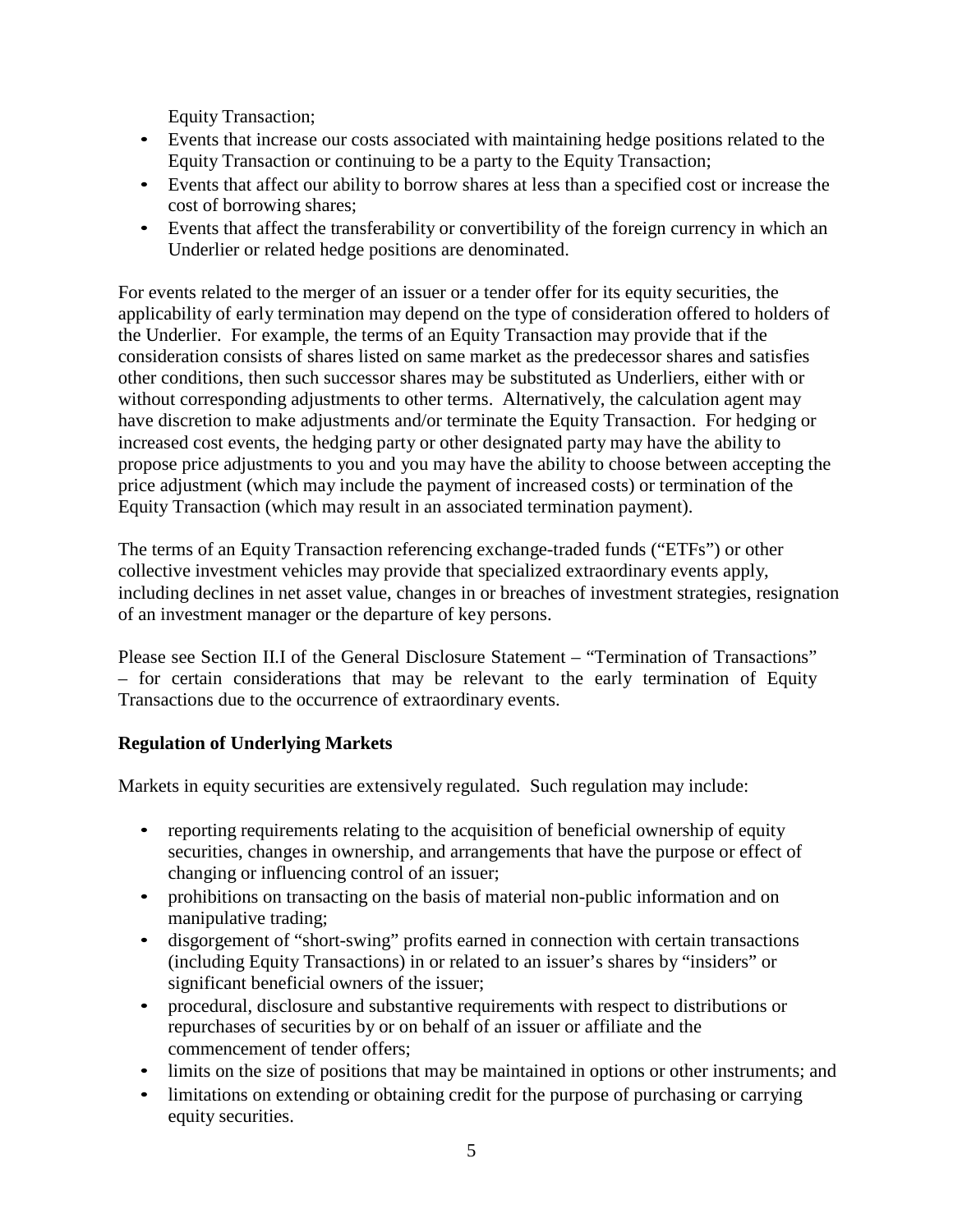Equity Transaction;

- Events that increase our costs associated with maintaining hedge positions related to the Equity Transaction or continuing to be a party to the Equity Transaction;
- Events that affect our ability to borrow shares at less than a specified cost or increase the cost of borrowing shares;
- Events that affect the transferability or convertibility of the foreign currency in which an Underlier or related hedge positions are denominated.

For events related to the merger of an issuer or a tender offer for its equity securities, the applicability of early termination may depend on the type of consideration offered to holders of the Underlier. For example, the terms of an Equity Transaction may provide that if the consideration consists of shares listed on same market as the predecessor shares and satisfies other conditions, then such successor shares may be substituted as Underliers, either with or without corresponding adjustments to other terms. Alternatively, the calculation agent may have discretion to make adjustments and/or terminate the Equity Transaction. For hedging or increased cost events, the hedging party or other designated party may have the ability to propose price adjustments to you and you may have the ability to choose between accepting the price adjustment (which may include the payment of increased costs) or termination of the Equity Transaction (which may result in an associated termination payment).

The terms of an Equity Transaction referencing exchange-traded funds ("ETFs") or other collective investment vehicles may provide that specialized extraordinary events apply, including declines in net asset value, changes in or breaches of investment strategies, resignation of an investment manager or the departure of key persons.

Please see Section II.I of the General Disclosure Statement – "Termination of Transactions" – for certain considerations that may be relevant to the early termination of Equity Transactions due to the occurrence of extraordinary events.

**Regulation of Underlying Markets**

Markets in equity securities are extensively regulated. Such regulation may include:

- reporting requirements relating to the acquisition of beneficial ownership of equity securities, changes in ownership, and arrangements that have the purpose or effect of changing or influencing control of an issuer;
- prohibitions on transacting on the basis of material non-public information and on manipulative trading;
- disgorgement of "short-swing" profits earned in connection with certain transactions (including Equity Transactions) in or related to an issuer's shares by "insiders" or significant beneficial owners of the issuer;
- procedural, disclosure and substantive requirements with respect to distributions or repurchases of securities by or on behalf of an issuer or affiliate and the commencement of tender offers;
- limits on the size of positions that may be maintained in options or other instruments; and
- limitations on extending or obtaining credit for the purpose of purchasing or carrying equity securities.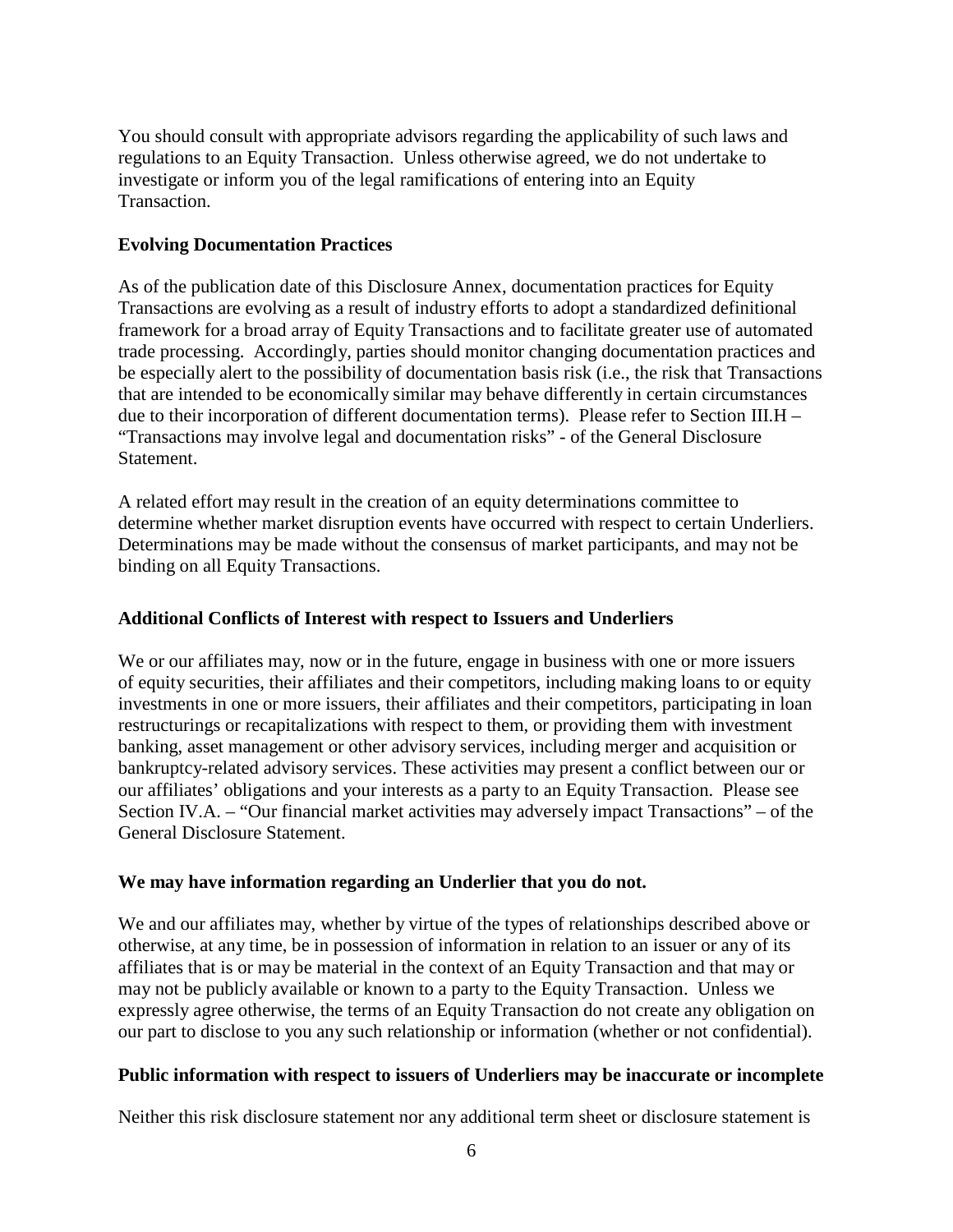You should consult with appropriate advisors regarding the applicability of such laws and regulations to an Equity Transaction. Unless otherwise agreed, we do not undertake to investigate or inform you of the legal ramifications of entering into an Equity Transaction.

**Evolving Documentation Practices**

As of the publication date of this Disclosure Annex, documentation practices for Equity Transactions are evolving as a result of industry efforts to adopt a standardized definitional framework for a broad array of Equity Transactions and to facilitate greater use of automated trade processing. Accordingly, parties should monitor changing documentation practices and be especially alert to the possibility of documentation basis risk (i.e., the risk that Transactions that are intended to be economically similar may behave differently in certain circumstances due to their incorporation of different documentation terms). Please refer to Section III.H – "Transactions may involve legal and documentation risks" - of the General Disclosure Statement.

A related effort may result in the creation of an equity determinations committee to determine whether market disruption events have occurred with respect to certain Underliers. Determinations may be made without the consensus of market participants, and may not be binding on all Equity Transactions.

**Additional Conflicts of Interest with respect to Issuers and Underliers**

We or our affiliates may, now or in the future, engage in business with one or more issuers of equity securities, their affiliates and their competitors, including making loans to or equity investments in one or more issuers, their affiliates and their competitors, participating in loan restructurings or recapitalizations with respect to them, or providing them with investment banking, asset management or other advisory services, including merger and acquisition or bankruptcy-related advisory services. These activities may present a conflict between our or our affiliates' obligations and your interests as a party to an Equity Transaction. Please see Section IV.A. – "Our financial market activities may adversely impact Transactions" – of the General Disclosure Statement.

**We may have information regarding an Underlier that you do not.**

We and our affiliates may, whether by virtue of the types of relationships described above or otherwise, at any time, be in possession of information in relation to an issuer or any of its affiliates that is or may be material in the context of an Equity Transaction and that may or may not be publicly available or known to a party to the Equity Transaction. Unless we expressly agree otherwise, the terms of an Equity Transaction do not create any obligation on our part to disclose to you any such relationship or information (whether or not confidential).

**Public information with respect to issuers of Underliers may be inaccurate or incomplete**

Neither this risk disclosure statement nor any additional term sheet or disclosure statement is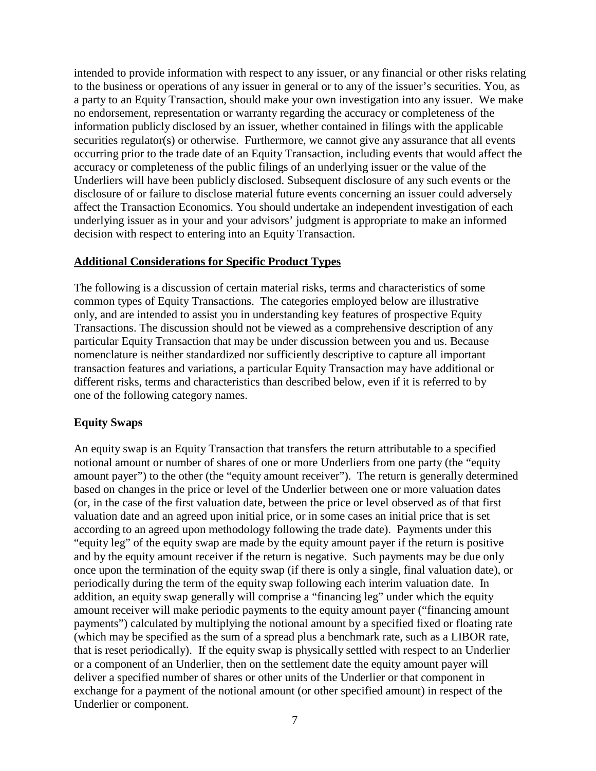intended to provide information with respect to any issuer, or any financial or other risks relating to the business or operations of any issuer in general or to any of the issuer's securities. You, as a party to an Equity Transaction, should make your own investigation into any issuer. We make no endorsement, representation or warranty regarding the accuracy or completeness of the information publicly disclosed by an issuer, whether contained in filings with the applicable securities regulator(s) or otherwise. Furthermore, we cannot give any assurance that all events occurring prior to the trade date of an Equity Transaction, including events that would affect the accuracy or completeness of the public filings of an underlying issuer or the value of the Underliers will have been publicly disclosed. Subsequent disclosure of any such events or the disclosure of or failure to disclose material future events concerning an issuer could adversely affect the Transaction Economics. You should undertake an independent investigation of each underlying issuer as in your and your advisors' judgment is appropriate to make an informed decision with respect to entering into an Equity Transaction.

## Additional Considerations for Specific Product Types

The following is a discussion of certain material risks, terms and characteristics of some common types of Equity Transactions. The categories employed below are illustrative only, and are intended to assist you in understanding key features of prospective Equity Transactions. The discussion should not be viewed as a comprehensive description of any particular Equity Transaction that may be under discussion between you and us. Because nomenclature is neither standardized nor sufficiently descriptive to capture all important transaction features and variations, a particular Equity Transaction may have additional or different risks, terms and characteristics than described below, even if it is referred to by one of the following category names.

### Equity Swaps

An equity swap is an Equity Transaction that transfers the return attributable to a specified notional amount or number of shares of one or more Underliers from one party (the "equity amount payer") to the other (the "equity amount receiver"). The return is generally determined based on changes in the price or level of the Underlier between one or more valuation dates (or, in the case of the first valuation date, between the price or level observed as of that first valuation date and an agreed upon initial price, or in some cases an initial price that is set according to an agreed upon methodology following the trade date). Payments under this "equity leg" of the equity swap are made by the equity amount payer if the return is positive and by the equity amount receiver if the return is negative. Such payments may be due only once upon the termination of the equity swap (if there is only a single, final valuation date), or periodically during the term of the equity swap following each interim valuation date. In addition, an equity swap generally will comprise a "financing leg" under which the equity amount receiver will make periodic payments to the equity amount payer ("financing amount payments") calculated by multiplying the notional amount by a specified fixed or floating rate (which may be specified as the sum of a spread plus a benchmark rate, such as a LIBOR rate, that is reset periodically). If the equity swap is physically settled with respect to an Underlier or a component of an Underlier, then on the settlement date the equity amount payer will deliver a specified number of shares or other units of the Underlier or that component in exchange for a payment of the notional amount (or other specified amount) in respect of the Underlier or component.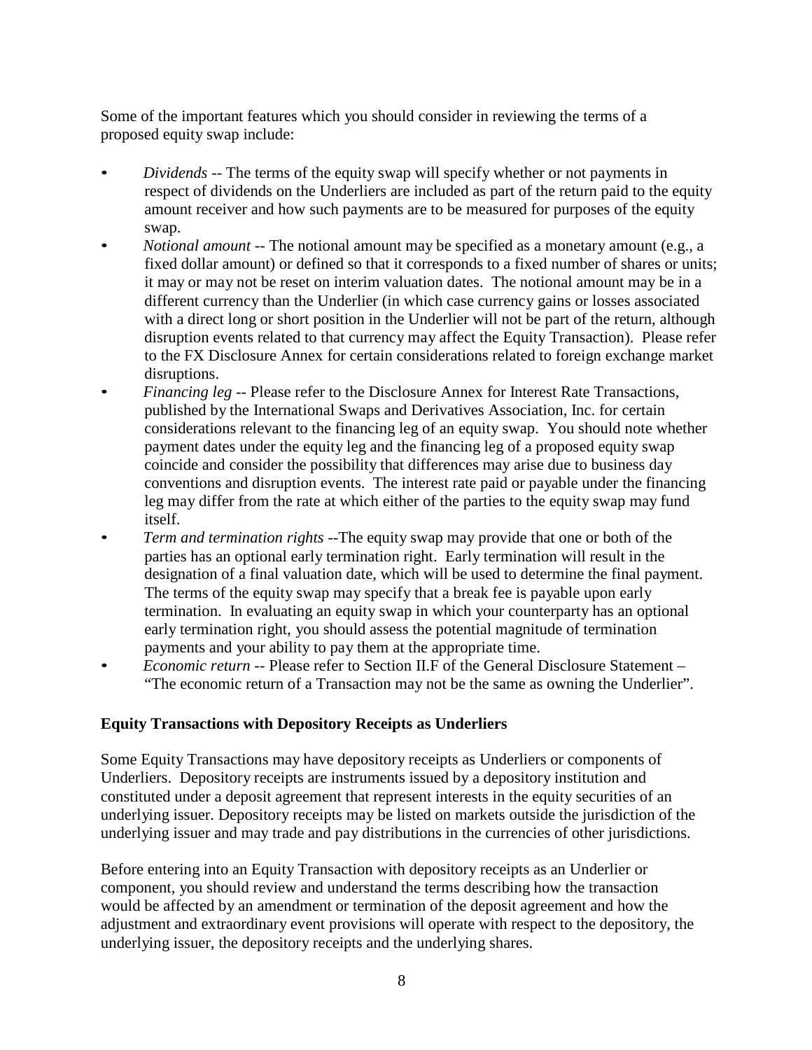Some of the important features which you should consider in reviewing the terms of a proposed equity swap include:

- *Dividends* -- The terms of the equity swap will specify whether or not payments in respect of dividends on the Underliers are included as part of the return paid to the equity amount receiver and how such payments are to be measured for purposes of the equity swap.
- *Notional amount* -- The notional amount may be specified as a monetary amount (e.g., a fixed dollar amount) or defined so that it corresponds to a fixed number of shares or units; it may or may not be reset on interim valuation dates. The notional amount may be in a different currency than the Underlier (in which case currency gains or losses associated with a direct long or short position in the Underlier will not be part of the return, although disruption events related to that currency may affect the Equity Transaction). Please refer to the FX Disclosure Annex for certain considerations related to foreign exchange market disruptions.
- *Financing leg* -- Please refer to the Disclosure Annex for Interest Rate Transactions, published by the International Swaps and Derivatives Association, Inc. for certain considerations relevant to the financing leg of an equity swap. You should note whether payment dates under the equity leg and the financing leg of a proposed equity swap coincide and consider the possibility that differences may arise due to business day conventions and disruption events. The interest rate paid or payable under the financing leg may differ from the rate at which either of the parties to the equity swap may fund itself.
- *Term and termination rights* --The equity swap may provide that one or both of the parties has an optional early termination right. Early termination will result in the designation of a final valuation date, which will be used to determine the final payment. The terms of the equity swap may specify that a break fee is payable upon early termination. In evaluating an equity swap in which your counterparty has an optional early termination right, you should assess the potential magnitude of termination payments and your ability to pay them at the appropriate time.
- *Economic return* -- Please refer to Section II.F of the General Disclosure Statement – "The economic return of a Transaction may not be the same as owning the Underlier".

**Equity Transactions with Depository Receipts as Underliers**

Some Equity Transactions may have depository receipts as Underliers or components of Underliers. Depository receipts are instruments issued by a depository institution and constituted under a deposit agreement that represent interests in the equity securities of an underlying issuer. Depository receipts may be listed on markets outside the jurisdiction of the underlying issuer and may trade and pay distributions in the currencies of other jurisdictions.

Before entering into an Equity Transaction with depository receipts as an Underlier or component, you should review and understand the terms describing how the transaction would be affected by an amendment or termination of the deposit agreement and how the adjustment and extraordinary event provisions will operate with respect to the depository, the underlying issuer, the depository receipts and the underlying shares.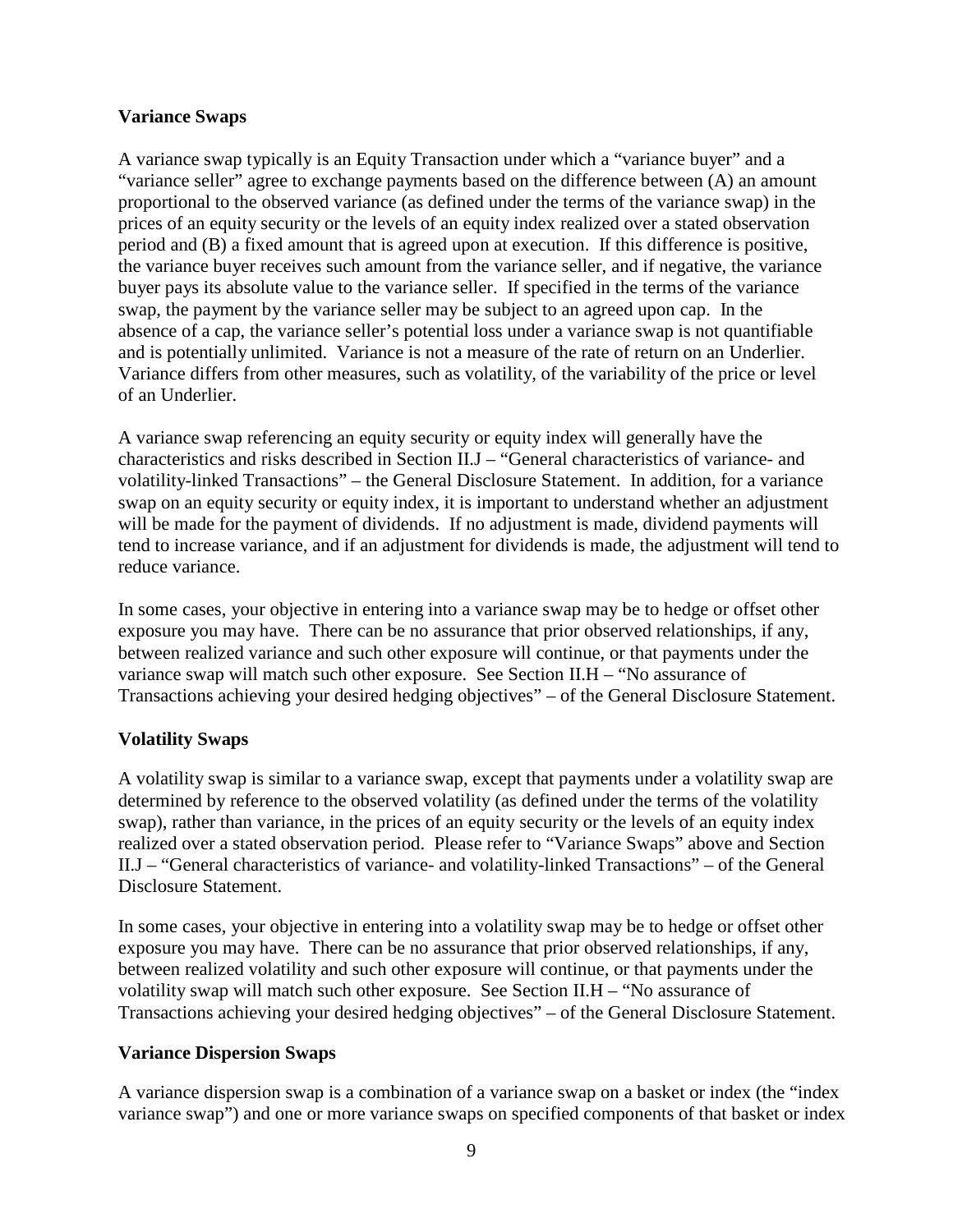**Variance Swaps**

A variance swap typically is an Equity Transaction under which a "variance buyer" and a "variance seller" agree to exchange payments based on the difference between (A) an amount proportional to the observed variance (as defined under the terms of the variance swap) in the prices of an equity security or the levels of an equity index realized over a stated observation period and (B) a fixed amount that is agreed upon at execution. If this difference is positive, the variance buyer receives such amount from the variance seller, and if negative, the variance buyer pays its absolute value to the variance seller. If specified in the terms of the variance swap, the payment by the variance seller may be subject to an agreed upon cap. In the absence of a cap, the variance seller's potential loss under a variance swap is not quantifiable and is potentially unlimited. Variance is not a measure of the rate of return on an Underlier. Variance differs from other measures, such as volatility, of the variability of the price or level of an Underlier.

A variance swap referencing an equity security or equity index will generally have the characteristics and risks described in Section II.J – "General characteristics of variance- and volatility-linked Transactions" – the General Disclosure Statement. In addition, for a variance swap on an equity security or equity index, it is important to understand whether an adjustment will be made for the payment of dividends. If no adjustment is made, dividend payments will tend to increase variance, and if an adjustment for dividends is made, the adjustment will tend to reduce variance.

In some cases, your objective in entering into a variance swap may be to hedge or offset other exposure you may have. There can be no assurance that prior observed relationships, if any, between realized variance and such other exposure will continue, or that payments under the variance swap will match such other exposure. See Section II.H – "No assurance of Transactions achieving your desired hedging objectives" – of the General Disclosure Statement.

**Volatility Swaps**

A volatility swap is similar to a variance swap, except that payments under a volatility swap are determined by reference to the observed volatility (as defined under the terms of the volatility swap), rather than variance, in the prices of an equity security or the levels of an equity index realized over a stated observation period. Please refer to "Variance Swaps" above and Section II.J – "General characteristics of variance- and volatility-linked Transactions" – of the General Disclosure Statement.

In some cases, your objective in entering into a volatility swap may be to hedge or offset other exposure you may have. There can be no assurance that prior observed relationships, if any, between realized volatility and such other exposure will continue, or that payments under the volatility swap will match such other exposure. See Section II.H – "No assurance of Transactions achieving your desired hedging objectives" – of the General Disclosure Statement.

**Variance Dispersion Swaps**

A variance dispersion swap is a combination of a variance swap on a basket or index (the "index variance swap") and one or more variance swaps on specified components of that basket or index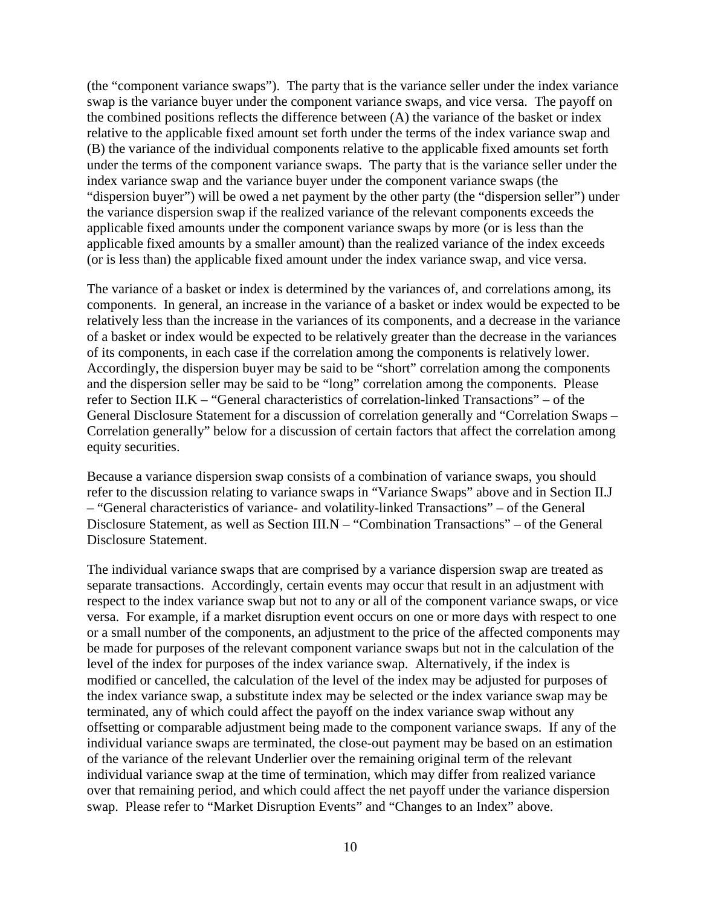(the "component variance swaps"). The party that is the variance seller under the index variance swap is the variance buyer under the component variance swaps, and vice versa. The payoff on the combined positions reflects the difference between (A) the variance of the basket or index relative to the applicable fixed amount set forth under the terms of the index variance swap and (B) the variance of the individual components relative to the applicable fixed amounts set forth under the terms of the component variance swaps. The party that is the variance seller under the index variance swap and the variance buyer under the component variance swaps (the "dispersion buyer") will be owed a net payment by the other party (the "dispersion seller") under the variance dispersion swap if the realized variance of the relevant components exceeds the applicable fixed amounts under the component variance swaps by more (or is less than the applicable fixed amounts by a smaller amount) than the realized variance of the index exceeds (or is less than) the applicable fixed amount under the index variance swap, and vice versa.

The variance of a basket or index is determined by the variances of, and correlations among, its components. In general, an increase in the variance of a basket or index would be expected to be relatively less than the increase in the variances of its components, and a decrease in the variance of a basket or index would be expected to be relatively greater than the decrease in the variances of its components, in each case if the correlation among the components is relatively lower. Accordingly, the dispersion buyer may be said to be "short" correlation among the components and the dispersion seller may be said to be "long" correlation among the components. Please refer to Section II.K – "General characteristics of correlation-linked Transactions" – of the General Disclosure Statement for a discussion of correlation generally and "Correlation Swaps – Correlation generally" below for a discussion of certain factors that affect the correlation among equity securities.

Because a variance dispersion swap consists of a combination of variance swaps, you should refer to the discussion relating to variance swaps in "Variance Swaps" above and in Section II.J – "General characteristics of variance- and volatility-linked Transactions" – of the General Disclosure Statement, as well as Section III.N – "Combination Transactions" – of the General Disclosure Statement.

The individual variance swaps that are comprised by a variance dispersion swap are treated as separate transactions. Accordingly, certain events may occur that result in an adjustment with respect to the index variance swap but not to any or all of the component variance swaps, or vice versa. For example, if a market disruption event occurs on one or more days with respect to one or a small number of the components, an adjustment to the price of the affected components may be made for purposes of the relevant component variance swaps but not in the calculation of the level of the index for purposes of the index variance swap. Alternatively, if the index is modified or cancelled, the calculation of the level of the index may be adjusted for purposes of the index variance swap, a substitute index may be selected or the index variance swap may be terminated, any of which could affect the payoff on the index variance swap without any offsetting or comparable adjustment being made to the component variance swaps. If any of the individual variance swaps are terminated, the close-out payment may be based on an estimation of the variance of the relevant Underlier over the remaining original term of the relevant individual variance swap at the time of termination, which may differ from realized variance over that remaining period, and which could affect the net payoff under the variance dispersion swap. Please refer to "Market Disruption Events" and "Changes to an Index" above.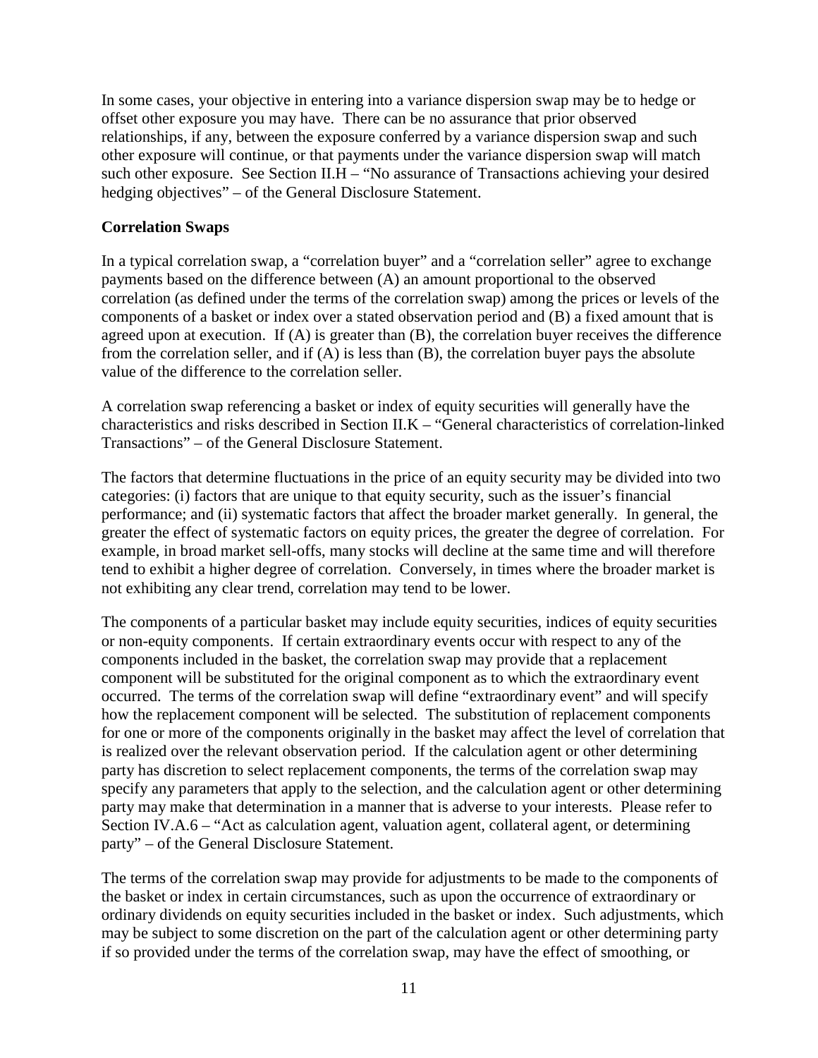In some cases, your objective in entering into a variance dispersion swap may be to hedge or offset other exposure you may have. There can be no assurance that prior observed relationships, if any, between the exposure conferred by a variance dispersion swap and such other exposure will continue, or that payments under the variance dispersion swap will match such other exposure. See Section II.H – "No assurance of Transactions achieving your desired hedging objectives" – of the General Disclosure Statement.

**Correlation Swaps**

In a typical correlation swap, a "correlation buyer" and a "correlation seller" agree to exchange payments based on the difference between (A) an amount proportional to the observed correlation (as defined under the terms of the correlation swap) among the prices or levels of the components of a basket or index over a stated observation period and (B) a fixed amount that is agreed upon at execution. If (A) is greater than (B), the correlation buyer receives the difference from the correlation seller, and if (A) is less than (B), the correlation buyer pays the absolute value of the difference to the correlation seller.

A correlation swap referencing a basket or index of equity securities will generally have the characteristics and risks described in Section II.K – "General characteristics of correlation-linked Transactions" – of the General Disclosure Statement.

The factors that determine fluctuations in the price of an equity security may be divided into two categories: (i) factors that are unique to that equity security, such as the issuer's financial performance; and (ii) systematic factors that affect the broader market generally. In general, the greater the effect of systematic factors on equity prices, the greater the degree of correlation. For example, in broad market sell-offs, many stocks will decline at the same time and will therefore tend to exhibit a higher degree of correlation. Conversely, in times where the broader market is not exhibiting any clear trend, correlation may tend to be lower.

The components of a particular basket may include equity securities, indices of equity securities or non-equity components. If certain extraordinary events occur with respect to any of the components included in the basket, the correlation swap may provide that a replacement component will be substituted for the original component as to which the extraordinary event occurred. The terms of the correlation swap will define "extraordinary event" and will specify how the replacement component will be selected. The substitution of replacement components for one or more of the components originally in the basket may affect the level of correlation that is realized over the relevant observation period. If the calculation agent or other determining party has discretion to select replacement components, the terms of the correlation swap may specify any parameters that apply to the selection, and the calculation agent or other determining party may make that determination in a manner that is adverse to your interests. Please refer to Section IV.A.6 – "Act as calculation agent, valuation agent, collateral agent, or determining party" – of the General Disclosure Statement.

The terms of the correlation swap may provide for adjustments to be made to the components of the basket or index in certain circumstances, such as upon the occurrence of extraordinary or ordinary dividends on equity securities included in the basket or index. Such adjustments, which may be subject to some discretion on the part of the calculation agent or other determining party if so provided under the terms of the correlation swap, may have the effect of smoothing, or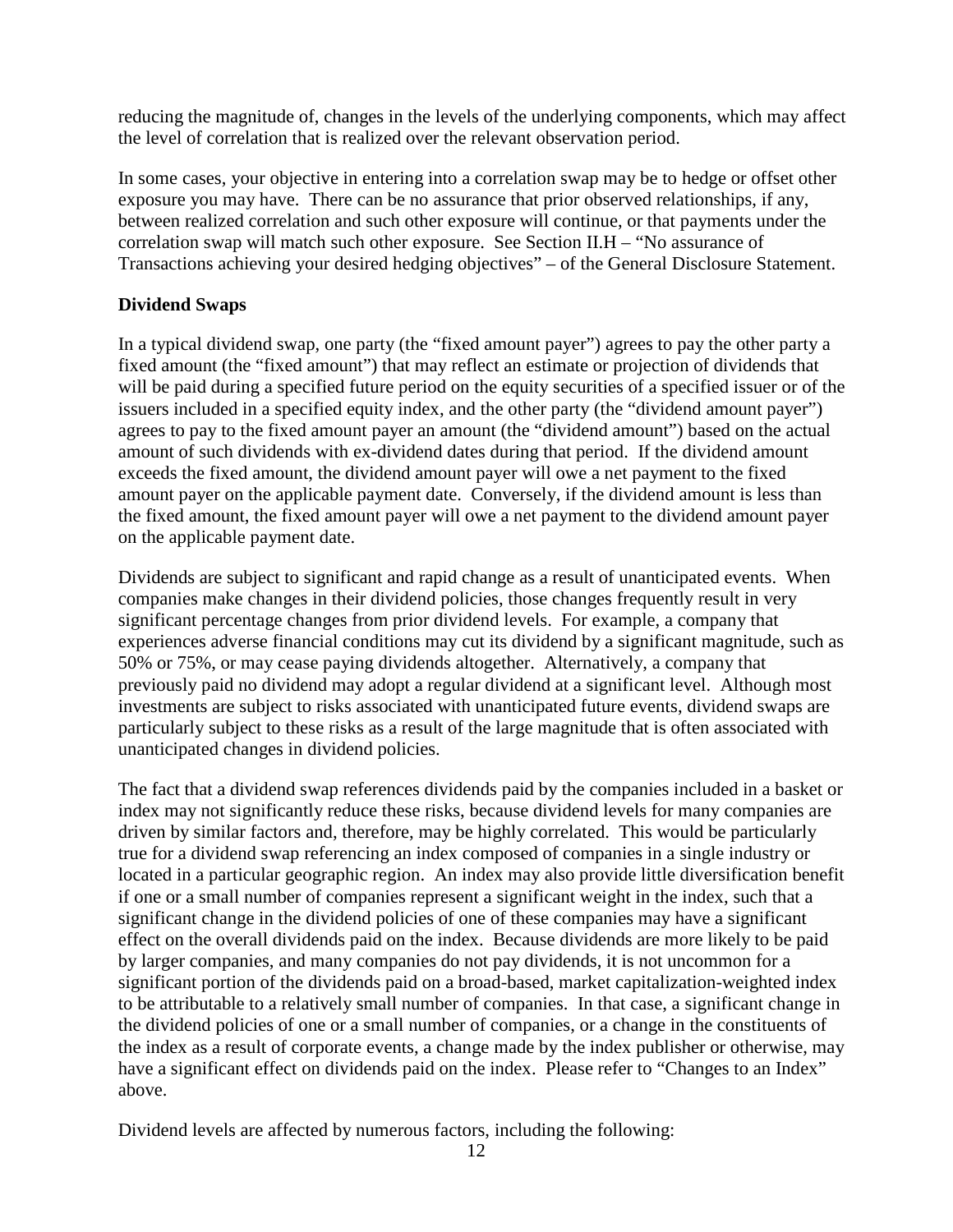reducing the magnitude of, changes in the levels of the underlying components, which may affect the level of correlation that is realized over the relevant observation period.

In some cases, your objective in entering into a correlation swap may be to hedge or offset other exposure you may have. There can be no assurance that prior observed relationships, if any, between realized correlation and such other exposure will continue, or that payments under the correlation swap will match such other exposure. See Section II.H – "No assurance of Transactions achieving your desired hedging objectives" – of the General Disclosure Statement.

**Dividend Swaps**

In a typical dividend swap, one party (the "fixed amount payer") agrees to pay the other party a fixed amount (the "fixed amount") that may reflect an estimate or projection of dividends that will be paid during a specified future period on the equity securities of a specified issuer or of the issuers included in a specified equity index, and the other party (the "dividend amount payer") agrees to pay to the fixed amount payer an amount (the "dividend amount") based on the actual amount of such dividends with ex-dividend dates during that period. If the dividend amount exceeds the fixed amount, the dividend amount payer will owe a net payment to the fixed amount payer on the applicable payment date. Conversely, if the dividend amount is less than the fixed amount, the fixed amount payer will owe a net payment to the dividend amount payer on the applicable payment date.

Dividends are subject to significant and rapid change as a result of unanticipated events. When companies make changes in their dividend policies, those changes frequently result in very significant percentage changes from prior dividend levels. For example, a company that experiences adverse financial conditions may cut its dividend by a significant magnitude, such as 50% or 75%, or may cease paying dividends altogether. Alternatively, a company that previously paid no dividend may adopt a regular dividend at a significant level. Although most investments are subject to risks associated with unanticipated future events, dividend swaps are particularly subject to these risks as a result of the large magnitude that is often associated with unanticipated changes in dividend policies.

The fact that a dividend swap references dividends paid by the companies included in a basket or index may not significantly reduce these risks, because dividend levels for many companies are driven by similar factors and, therefore, may be highly correlated. This would be particularly true for a dividend swap referencing an index composed of companies in a single industry or located in a particular geographic region. An index may also provide little diversification benefit if one or a small number of companies represent a significant weight in the index, such that a significant change in the dividend policies of one of these companies may have a significant effect on the overall dividends paid on the index. Because dividends are more likely to be paid by larger companies, and many companies do not pay dividends, it is not uncommon for a significant portion of the dividends paid on a broad-based, market capitalization-weighted index to be attributable to a relatively small number of companies. In that case, a significant change in the dividend policies of one or a small number of companies, or a change in the constituents of the index as a result of corporate events, a change made by the index publisher or otherwise, may have a significant effect on dividends paid on the index. Please refer to "Changes to an Index" above.

Dividend levels are affected by numerous factors, including the following: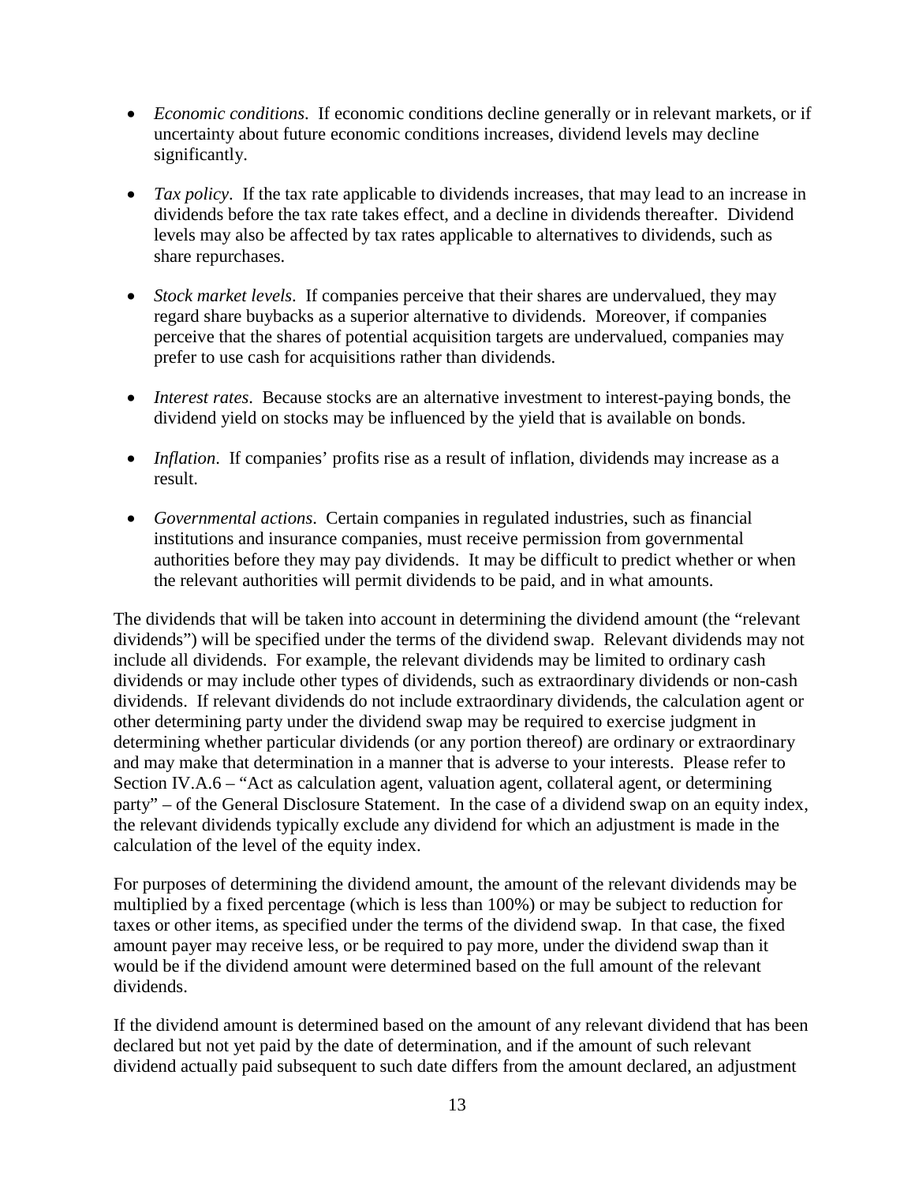- *Economic conditions*. If economic conditions decline generally or in relevant markets, or if uncertainty about future economic conditions increases, dividend levels may decline significantly.

- *Tax policy*. If the tax rate applicable to dividends increases, that may lead to an increase in dividends before the tax rate takes effect, and a decline in dividends thereafter. Dividend levels may also be affected by tax rates applicable to alternatives to dividends, such as share repurchases.

- *Stock market levels*. If companies perceive that their shares are undervalued, they may regard share buybacks as a superior alternative to dividends. Moreover, if companies perceive that the shares of potential acquisition targets are undervalued, companies may prefer to use cash for acquisitions rather than dividends.

- *Interest rates*. Because stocks are an alternative investment to interest-paying bonds, the dividend yield on stocks may be influenced by the yield that is available on bonds.

- *Inflation*. If companies' profits rise as a result of inflation, dividends may increase as a result.

- *Governmental actions*. Certain companies in regulated industries, such as financial institutions and insurance companies, must receive permission from governmental authorities before they may pay dividends. It may be difficult to predict whether or when the relevant authorities will permit dividends to be paid, and in what amounts.

The dividends that will be taken into account in determining the dividend amount (the "relevant dividends") will be specified under the terms of the dividend swap. Relevant dividends may not include all dividends. For example, the relevant dividends may be limited to ordinary cash dividends or may include other types of dividends, such as extraordinary dividends or non-cash dividends. If relevant dividends do not include extraordinary dividends, the calculation agent or other determining party under the dividend swap may be required to exercise judgment in determining whether particular dividends (or any portion thereof) are ordinary or extraordinary and may make that determination in a manner that is adverse to your interests. Please refer to Section IV.A.6 – "Act as calculation agent, valuation agent, collateral agent, or determining party" – of the General Disclosure Statement. In the case of a dividend swap on an equity index, the relevant dividends typically exclude any dividend for which an adjustment is made in the calculation of the level of the equity index.

For purposes of determining the dividend amount, the amount of the relevant dividends may be multiplied by a fixed percentage (which is less than 100%) or may be subject to reduction for taxes or other items, as specified under the terms of the dividend swap. In that case, the fixed amount payer may receive less, or be required to pay more, under the dividend swap than it would be if the dividend amount were determined based on the full amount of the relevant dividends.

If the dividend amount is determined based on the amount of any relevant dividend that has been declared but not yet paid by the date of determination, and if the amount of such relevant dividend actually paid subsequent to such date differs from the amount declared, an adjustment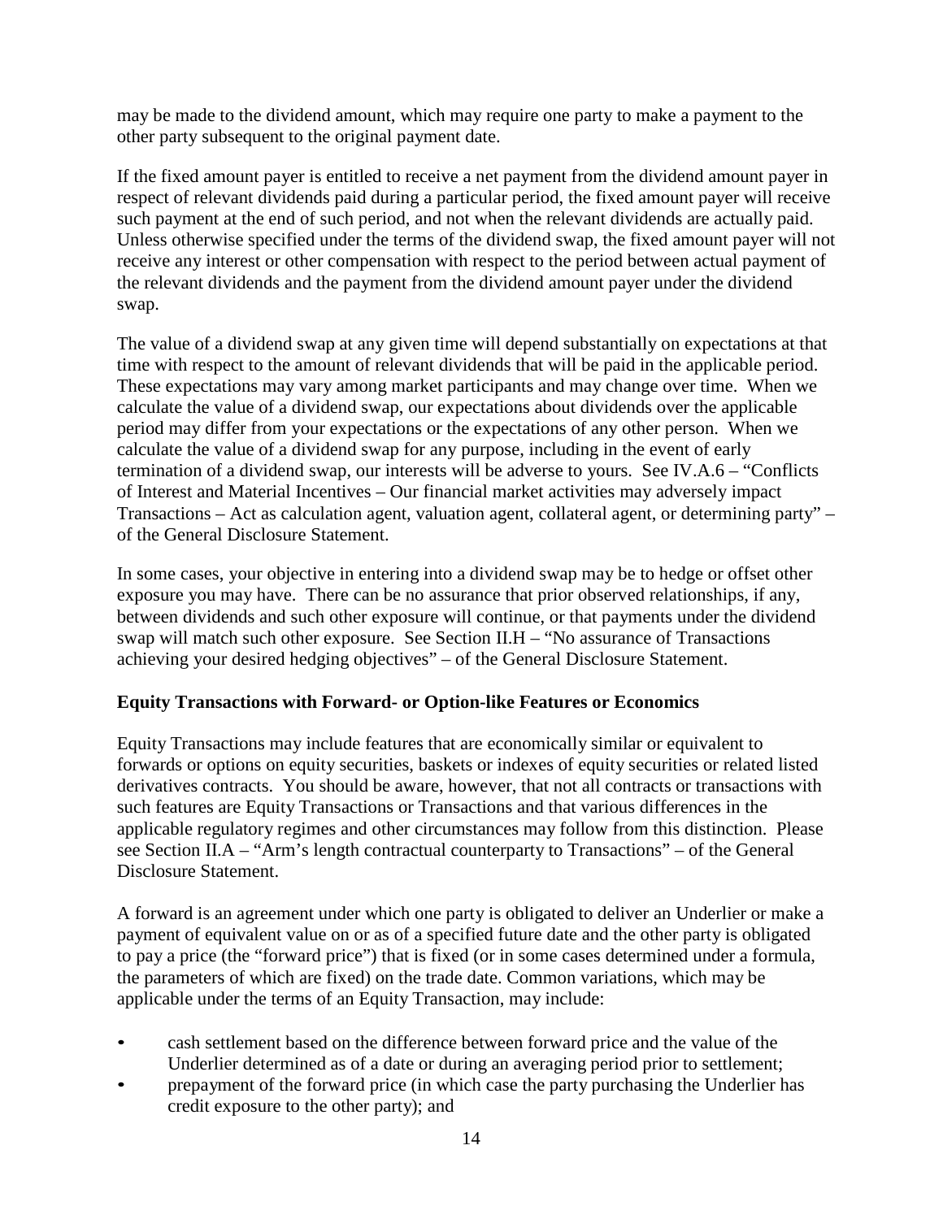may be made to the dividend amount, which may require one party to make a payment to the other party subsequent to the original payment date.

If the fixed amount payer is entitled to receive a net payment from the dividend amount payer in respect of relevant dividends paid during a particular period, the fixed amount payer will receive such payment at the end of such period, and not when the relevant dividends are actually paid. Unless otherwise specified under the terms of the dividend swap, the fixed amount payer will not receive any interest or other compensation with respect to the period between actual payment of the relevant dividends and the payment from the dividend amount payer under the dividend swap.

The value of a dividend swap at any given time will depend substantially on expectations at that time with respect to the amount of relevant dividends that will be paid in the applicable period. These expectations may vary among market participants and may change over time. When we calculate the value of a dividend swap, our expectations about dividends over the applicable period may differ from your expectations or the expectations of any other person. When we calculate the value of a dividend swap for any purpose, including in the event of early termination of a dividend swap, our interests will be adverse to yours. See IV.A.6 – "Conflicts of Interest and Material Incentives – Our financial market activities may adversely impact Transactions – Act as calculation agent, valuation agent, collateral agent, or determining party" – of the General Disclosure Statement.

In some cases, your objective in entering into a dividend swap may be to hedge or offset other exposure you may have. There can be no assurance that prior observed relationships, if any, between dividends and such other exposure will continue, or that payments under the dividend swap will match such other exposure. See Section II.H – "No assurance of Transactions achieving your desired hedging objectives" – of the General Disclosure Statement.

**Equity Transactions with Forward- or Option-like Features or Economics**

Equity Transactions may include features that are economically similar or equivalent to forwards or options on equity securities, baskets or indexes of equity securities or related listed derivatives contracts. You should be aware, however, that not all contracts or transactions with such features are Equity Transactions or Transactions and that various differences in the applicable regulatory regimes and other circumstances may follow from this distinction. Please see Section II.A – "Arm's length contractual counterparty to Transactions" – of the General Disclosure Statement.

A forward is an agreement under which one party is obligated to deliver an Underlier or make a payment of equivalent value on or as of a specified future date and the other party is obligated to pay a price (the "forward price") that is fixed (or in some cases determined under a formula, the parameters of which are fixed) on the trade date. Common variations, which may be applicable under the terms of an Equity Transaction, may include:

- cash settlement based on the difference between forward price and the value of the Underlier determined as of a date or during an averaging period prior to settlement;
- prepayment of the forward price (in which case the party purchasing the Underlier has credit exposure to the other party); and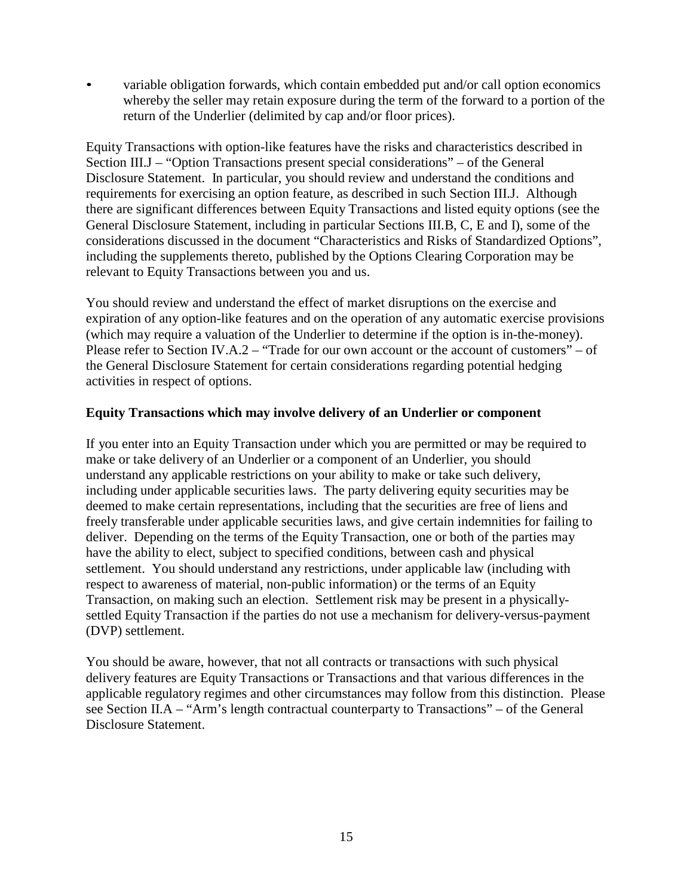- variable obligation forwards, which contain embedded put and/or call option economics whereby the seller may retain exposure during the term of the forward to a portion of the return of the Underlier (delimited by cap and/or floor prices).

Equity Transactions with option-like features have the risks and characteristics described in Section III.J – "Option Transactions present special considerations" – of the General Disclosure Statement. In particular, you should review and understand the conditions and requirements for exercising an option feature, as described in such Section III.J. Although there are significant differences between Equity Transactions and listed equity options (see the General Disclosure Statement, including in particular Sections III.B, C, E and I), some of the considerations discussed in the document "Characteristics and Risks of Standardized Options", including the supplements thereto, published by the Options Clearing Corporation may be relevant to Equity Transactions between you and us.

You should review and understand the effect of market disruptions on the exercise and expiration of any option-like features and on the operation of any automatic exercise provisions (which may require a valuation of the Underlier to determine if the option is in-the-money). Please refer to Section IV.A.2 – "Trade for our own account or the account of customers" – of the General Disclosure Statement for certain considerations regarding potential hedging activities in respect of options.

**Equity Transactions which may involve delivery of an Underlier or component**

If you enter into an Equity Transaction under which you are permitted or may be required to make or take delivery of an Underlier or a component of an Underlier, you should understand any applicable restrictions on your ability to make or take such delivery, including under applicable securities laws. The party delivering equity securities may be deemed to make certain representations, including that the securities are free of liens and freely transferable under applicable securities laws, and give certain indemnities for failing to deliver. Depending on the terms of the Equity Transaction, one or both of the parties may have the ability to elect, subject to specified conditions, between cash and physical settlement. You should understand any restrictions, under applicable law (including with respect to awareness of material, non-public information) or the terms of an Equity Transaction, on making such an election. Settlement risk may be present in a physically-settled Equity Transaction if the parties do not use a mechanism for delivery-versus-payment (DVP) settlement.

You should be aware, however, that not all contracts or transactions with such physical delivery features are Equity Transactions or Transactions and that various differences in the applicable regulatory regimes and other circumstances may follow from this distinction. Please see Section II.A – "Arm's length contractual counterparty to Transactions" – of the General Disclosure Statement.